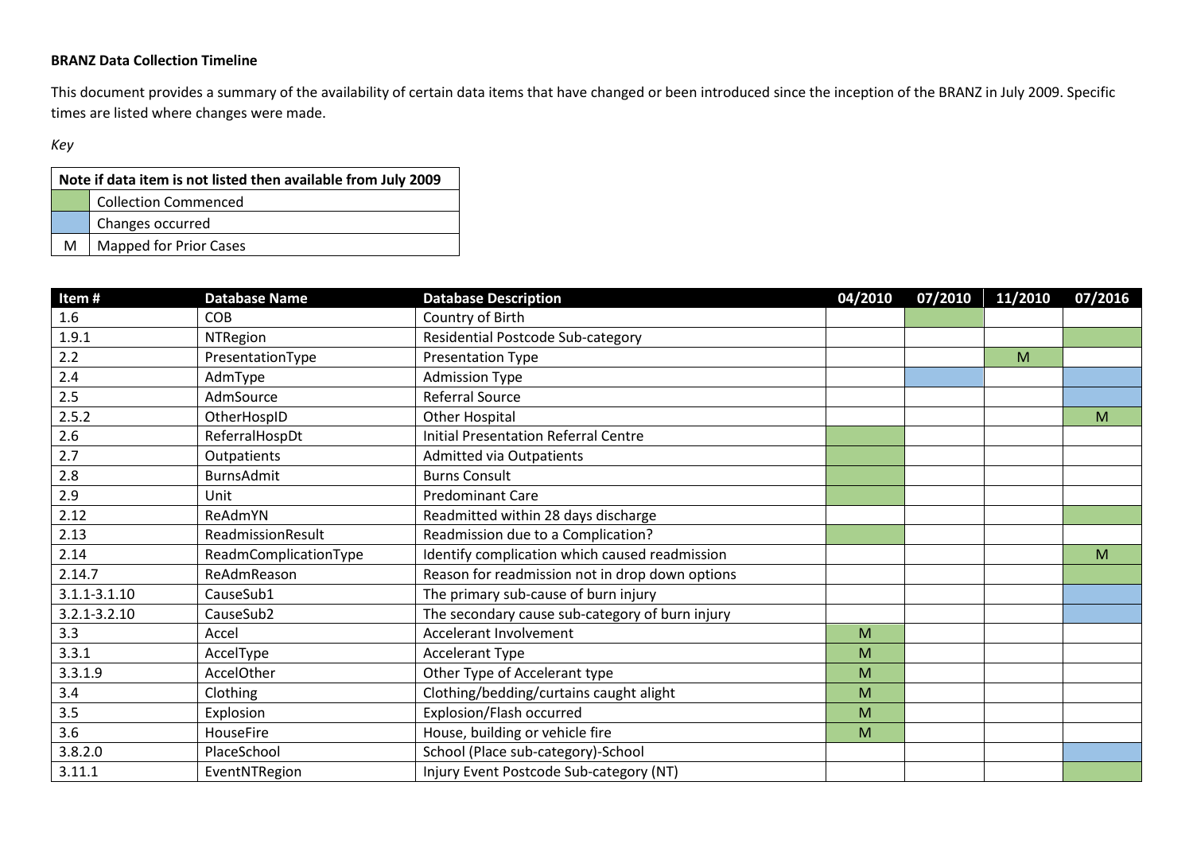**BRANZ Data Collection Timeline**

This document provides a summary of the availability of certain data items that have changed or been introduced since the inception of the BRANZ in July 2009. Specific times are listed where changes were made.

*Key*

| Note if data item is not listed then available from July 2009 | |
|---|---|
| | Collection Commenced |
| | Changes occurred |
| M | Mapped for Prior Cases |

| Item # | Database Name | Database Description | 04/2010 | 07/2010 | 11/2010 | 07/2016 |
|---|---|---|---|---|---|---|
| 1.6 | COB | Country of Birth | | | | |
| 1.9.1 | NTRegion | Residential Postcode Sub-category | | | | |
| 2.2 | PresentationType | Presentation Type | | | M | |
| 2.4 | AdmType | Admission Type | | | | |
| 2.5 | AdmSource | Referral Source | | | | |
| 2.5.2 | OtherHospID | Other Hospital | | | | M |
| 2.6 | ReferralHospDt | Initial Presentation Referral Centre | | | | |
| 2.7 | Outpatients | Admitted via Outpatients | | | | |
| 2.8 | BurnsAdmit | Burns Consult | | | | |
| 2.9 | Unit | Predominant Care | | | | |
| 2.12 | ReAdmYN | Readmitted within 28 days discharge | | | | |
| 2.13 | ReadmissionResult | Readmission due to a Complication? | | | | |
| 2.14 | ReadmComplicationType | Identify complication which caused readmission | | | | M |
| 2.14.7 | ReAdmReason | Reason for readmission not in drop down options | | | | |
| 3.1.1-3.1.10 | CauseSub1 | The primary sub-cause of burn injury | | | | |
| 3.2.1-3.2.10 | CauseSub2 | The secondary cause sub-category of burn injury | | | | |
| 3.3 | Accel | Accelerant Involvement | M | | | |
| 3.3.1 | AccelType | Accelerant Type | M | | | |
| 3.3.1.9 | AccelOther | Other Type of Accelerant type | M | | | |
| 3.4 | Clothing | Clothing/bedding/curtains caught alight | M | | | |
| 3.5 | Explosion | Explosion/Flash occurred | M | | | |
| 3.6 | HouseFire | House, building or vehicle fire | M | | | |
| 3.8.2.0 | PlaceSchool | School (Place sub-category)-School | | | | |
| 3.11.1 | EventNTRegion | Injury Event Postcode Sub-category (NT) | | | | |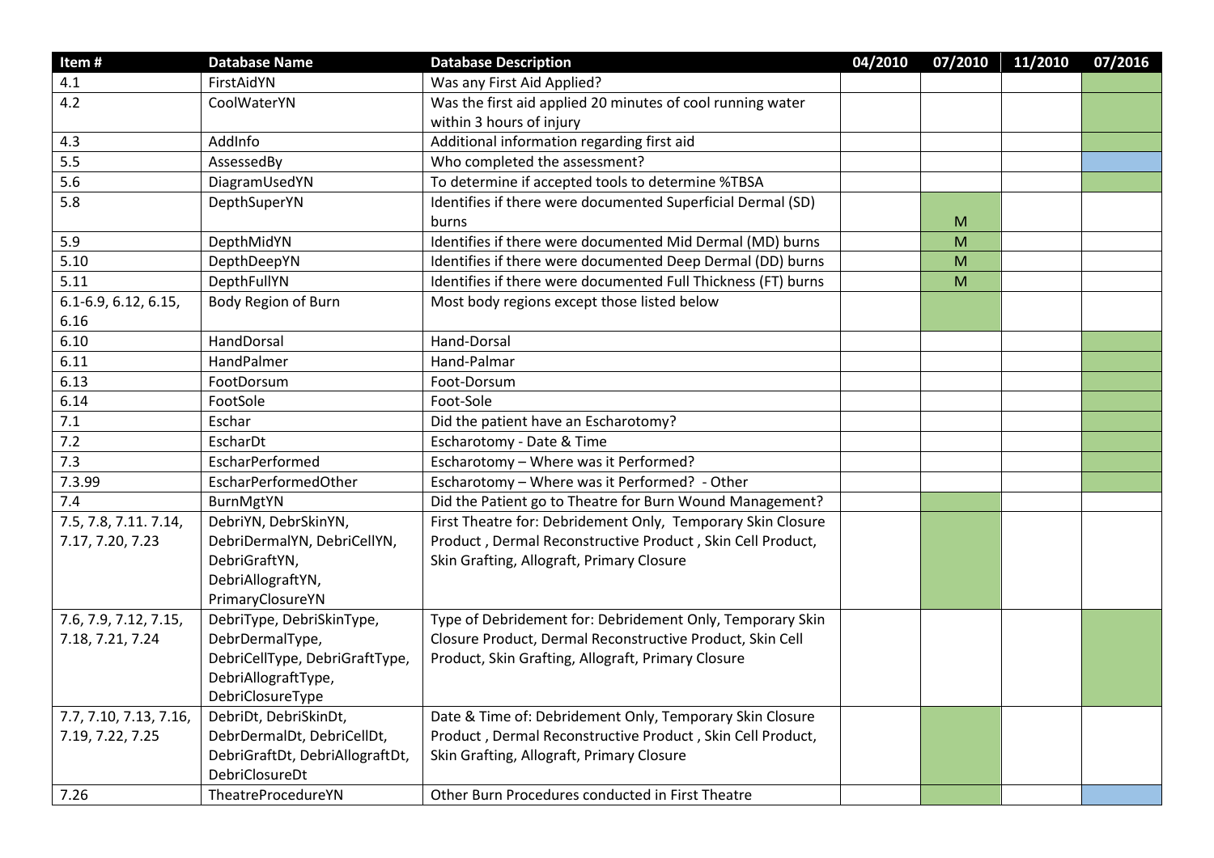| Item # | Database Name | Database Description | 04/2010 | 07/2010 | 11/2010 | 07/2016 |
|---|---|---|---|---|---|---|
| 4.1 | FirstAidYN | Was any First Aid Applied? | | | | |
| 4.2 | CoolWaterYN | Was the first aid applied 20 minutes of cool running water within 3 hours of injury | | | | |
| 4.3 | AddInfo | Additional information regarding first aid | | | | |
| 5.5 | AssessedBy | Who completed the assessment? | | | | |
| 5.6 | DiagramUsedYN | To determine if accepted tools to determine %TBSA | | | | |
| 5.8 | DepthSuperYN | Identifies if there were documented Superficial Dermal (SD) burns | | M | | |
| 5.9 | DepthMidYN | Identifies if there were documented Mid Dermal (MD) burns | | M | | |
| 5.10 | DepthDeepYN | Identifies if there were documented Deep Dermal (DD) burns | | M | | |
| 5.11 | DepthFullYN | Identifies if there were documented Full Thickness (FT) burns | | M | | |
| 6.1-6.9, 6.12, 6.15, 6.16 | Body Region of Burn | Most body regions except those listed below | | | | |
| 6.10 | HandDorsal | Hand-Dorsal | | | | |
| 6.11 | HandPalmer | Hand-Palmar | | | | |
| 6.13 | FootDorsum | Foot-Dorsum | | | | |
| 6.14 | FootSole | Foot-Sole | | | | |
| 7.1 | Eschar | Did the patient have an Escharotomy? | | | | |
| 7.2 | EscharDt | Escharotomy - Date & Time | | | | |
| 7.3 | EscharPerformed | Escharotomy – Where was it Performed? | | | | |
| 7.3.99 | EscharPerformedOther | Escharotomy – Where was it Performed? - Other | | | | |
| 7.4 | BurnMgtYN | Did the Patient go to Theatre for Burn Wound Management? | | | | |
| 7.5, 7.8, 7.11. 7.14, 7.17, 7.20, 7.23 | DebriYN, DebrSkinYN, DebriDermalYN, DebriCellYN, DebriGraftYN, DebriAllograftYN, PrimaryClosureYN | First Theatre for: Debridement Only, Temporary Skin Closure Product , Dermal Reconstructive Product , Skin Cell Product, Skin Grafting, Allograft, Primary Closure | | | | |
| 7.6, 7.9, 7.12, 7.15, 7.18, 7.21, 7.24 | DebriType, DebriSkinType, DebrDermalType, DebriCellType, DebriGraftType, DebriAllograftType, DebriClosureType | Type of Debridement for: Debridement Only, Temporary Skin Closure Product, Dermal Reconstructive Product, Skin Cell Product, Skin Grafting, Allograft, Primary Closure | | | | |
| 7.7, 7.10, 7.13, 7.16, 7.19, 7.22, 7.25 | DebriDt, DebriSkinDt, DebrDermalDt, DebriCellDt, DebriGraftDt, DebriAllograftDt, DebriClosureDt | Date & Time of: Debridement Only, Temporary Skin Closure Product , Dermal Reconstructive Product , Skin Cell Product, Skin Grafting, Allograft, Primary Closure | | | | |
| 7.26 | TheatreProcedureYN | Other Burn Procedures conducted in First Theatre | | | | |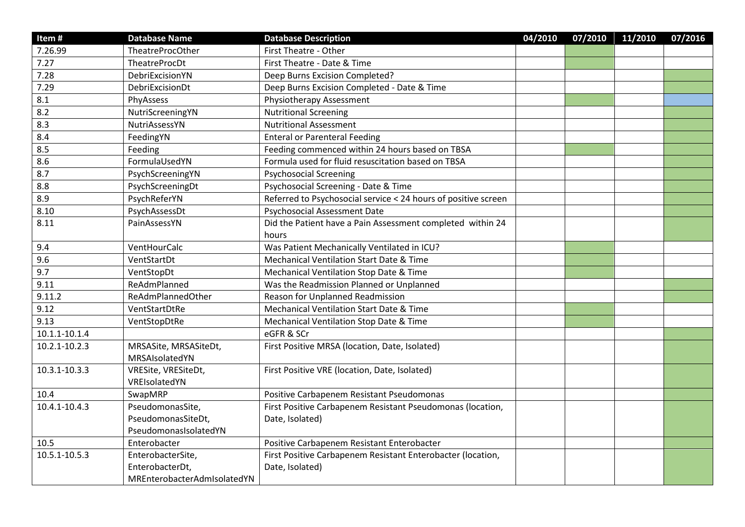| Item # | Database Name | Database Description | 04/2010 | 07/2010 | 11/2010 | 07/2016 |
|---|---|---|---|---|---|---|
| 7.26.99 | TheatreProcOther | First Theatre - Other | | | | |
| 7.27 | TheatreProcDt | First Theatre - Date & Time | | | | |
| 7.28 | DebriExcisionYN | Deep Burns Excision Completed? | | | | |
| 7.29 | DebriExcisionDt | Deep Burns Excision Completed - Date & Time | | | | |
| 8.1 | PhyAssess | Physiotherapy Assessment | | | | |
| 8.2 | NutriScreeningYN | Nutritional Screening | | | | |
| 8.3 | NutriAssessYN | Nutritional Assessment | | | | |
| 8.4 | FeedingYN | Enteral or Parenteral Feeding | | | | |
| 8.5 | Feeding | Feeding commenced within 24 hours based on TBSA | | | | |
| 8.6 | FormulaUsedYN | Formula used for fluid resuscitation based on TBSA | | | | |
| 8.7 | PsychScreeningYN | Psychosocial Screening | | | | |
| 8.8 | PsychScreeningDt | Psychosocial Screening - Date & Time | | | | |
| 8.9 | PsychReferYN | Referred to Psychosocial service < 24 hours of positive screen | | | | |
| 8.10 | PsychAssessDt | Psychosocial Assessment Date | | | | |
| 8.11 | PainAssessYN | Did the Patient have a Pain Assessment completed within 24 hours | | | | |
| 9.4 | VentHourCalc | Was Patient Mechanically Ventilated in ICU? | | | | |
| 9.6 | VentStartDt | Mechanical Ventilation Start Date & Time | | | | |
| 9.7 | VentStopDt | Mechanical Ventilation Stop Date & Time | | | | |
| 9.11 | ReAdmPlanned | Was the Readmission Planned or Unplanned | | | | |
| 9.11.2 | ReAdmPlannedOther | Reason for Unplanned Readmission | | | | |
| 9.12 | VentStartDtRe | Mechanical Ventilation Start Date & Time | | | | |
| 9.13 | VentStopDtRe | Mechanical Ventilation Stop Date & Time | | | | |
| 10.1.1-10.1.4 | | eGFR & SCr | | | | |
| 10.2.1-10.2.3 | MRSASite, MRSASiteDt, MRSAIsolatedYN | First Positive MRSA (location, Date, Isolated) | | | | |
| 10.3.1-10.3.3 | VRESite, VRESiteDt, VREIsolatedYN | First Positive VRE (location, Date, Isolated) | | | | |
| 10.4 | SwapMRP | Positive Carbapenem Resistant Pseudomonas | | | | |
| 10.4.1-10.4.3 | PseudomonasSite, PseudomonasSiteDt, PseudomonasIsolatedYN | First Positive Carbapenem Resistant Pseudomonas (location, Date, Isolated) | | | | |
| 10.5 | Enterobacter | Positive Carbapenem Resistant Enterobacter | | | | |
| 10.5.1-10.5.3 | EnterobacterSite, EnterobacterDt, MREnterobacterAdmIsolatedYN | First Positive Carbapenem Resistant Enterobacter (location, Date, Isolated) | | | | |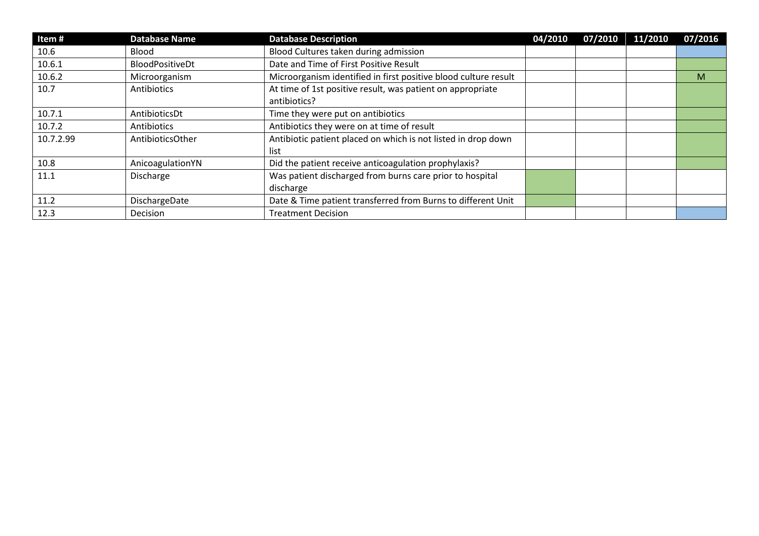| Item # | Database Name | Database Description | 04/2010 | 07/2010 | 11/2010 | 07/2016 |
|---|---|---|---|---|---|---|
| 10.6 | Blood | Blood Cultures taken during admission | | | | |
| 10.6.1 | BloodPositiveDt | Date and Time of First Positive Result | | | | |
| 10.6.2 | Microorganism | Microorganism identified in first positive blood culture result | | | | M |
| 10.7 | Antibiotics | At time of 1st positive result, was patient on appropriate antibiotics? | | | | |
| 10.7.1 | AntibioticsDt | Time they were put on antibiotics | | | | |
| 10.7.2 | Antibiotics | Antibiotics they were on at time of result | | | | |
| 10.7.2.99 | AntibioticsOther | Antibiotic patient placed on which is not listed in drop down list | | | | |
| 10.8 | AnicoagulationYN | Did the patient receive anticoagulation prophylaxis? | | | | |
| 11.1 | Discharge | Was patient discharged from burns care prior to hospital discharge | | | | |
| 11.2 | DischargeDate | Date & Time patient transferred from Burns to different Unit | | | | |
| 12.3 | Decision | Treatment Decision | | | | |